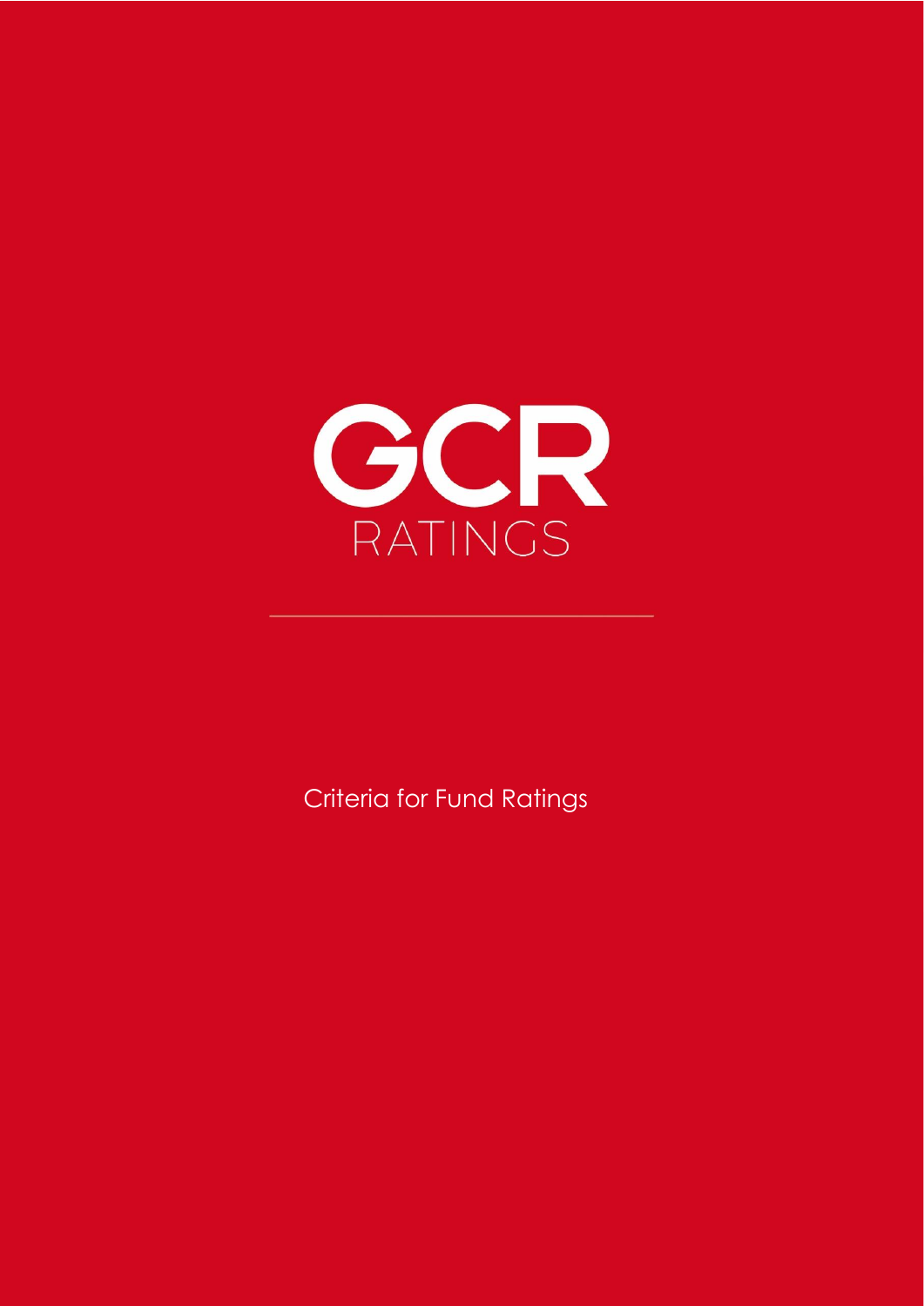# GCR

RATINGS

Criteria for Fund Ratings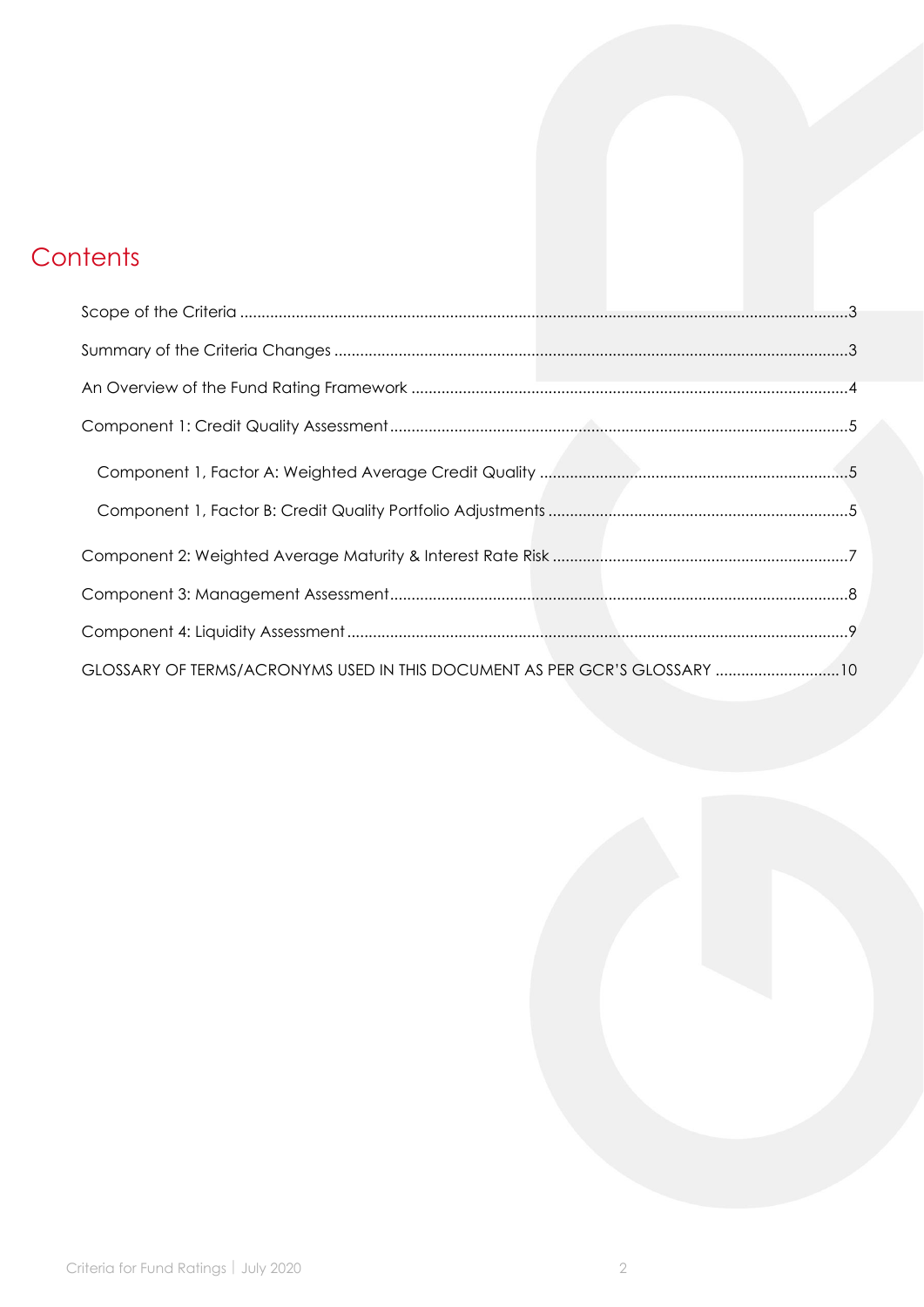# Contents

Scope of the Criteria ....................................................................................................................................3

Summary of the Criteria Changes ...............................................................................................................3

An Overview of the Fund Rating Framework ..............................................................................................4

Component 1: Credit Quality Assessment..................................................................................................5

Component 1, Factor A: Weighted Average Credit Quality ....................................................................5

Component 1, Factor B: Credit Quality Portfolio Adjustments ..................................................................5

Component 2: Weighted Average Maturity & Interest Rate Risk ..................................................................7

Component 3: Management Assessment...................................................................................................8

Component 4: Liquidity Assessment............................................................................................................9

GLOSSARY OF TERMS/ACRONYMS USED IN THIS DOCUMENT AS PER GCR'S GLOSSARY ..............................10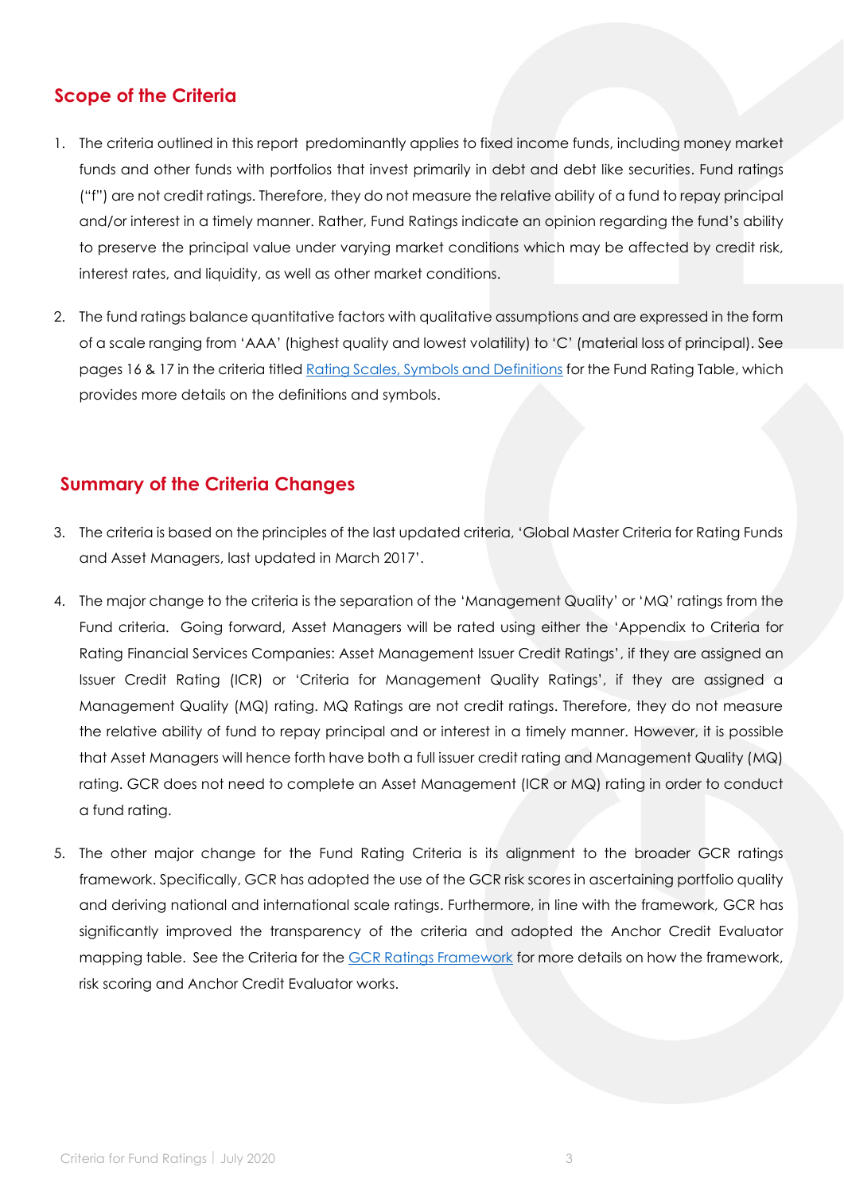## Scope of the Criteria

1. The criteria outlined in this report predominantly applies to fixed income funds, including money market funds and other funds with portfolios that invest primarily in debt and debt like securities. Fund ratings ("f") are not credit ratings. Therefore, they do not measure the relative ability of a fund to repay principal and/or interest in a timely manner. Rather, Fund Ratings indicate an opinion regarding the fund's ability to preserve the principal value under varying market conditions which may be affected by credit risk, interest rates, and liquidity, as well as other market conditions.

2. The fund ratings balance quantitative factors with qualitative assumptions and are expressed in the form of a scale ranging from 'AAA' (highest quality and lowest volatility) to 'C' (material loss of principal). See pages 16 & 17 in the criteria titled [Rating Scales, Symbols and Definitions]() for the Fund Rating Table, which provides more details on the definitions and symbols.

## Summary of the Criteria Changes

3. The criteria is based on the principles of the last updated criteria, 'Global Master Criteria for Rating Funds and Asset Managers, last updated in March 2017'.

4. The major change to the criteria is the separation of the 'Management Quality' or 'MQ' ratings from the Fund criteria. Going forward, Asset Managers will be rated using either the 'Appendix to Criteria for Rating Financial Services Companies: Asset Management Issuer Credit Ratings', if they are assigned an Issuer Credit Rating (ICR) or 'Criteria for Management Quality Ratings', if they are assigned a Management Quality (MQ) rating. MQ Ratings are not credit ratings. Therefore, they do not measure the relative ability of fund to repay principal and or interest in a timely manner. However, it is possible that Asset Managers will hence forth have both a full issuer credit rating and Management Quality (MQ) rating. GCR does not need to complete an Asset Management (ICR or MQ) rating in order to conduct a fund rating.

5. The other major change for the Fund Rating Criteria is its alignment to the broader GCR ratings framework. Specifically, GCR has adopted the use of the GCR risk scores in ascertaining portfolio quality and deriving national and international scale ratings. Furthermore, in line with the framework, GCR has significantly improved the transparency of the criteria and adopted the Anchor Credit Evaluator mapping table. See the Criteria for the [GCR Ratings Framework]() for more details on how the framework, risk scoring and Anchor Credit Evaluator works.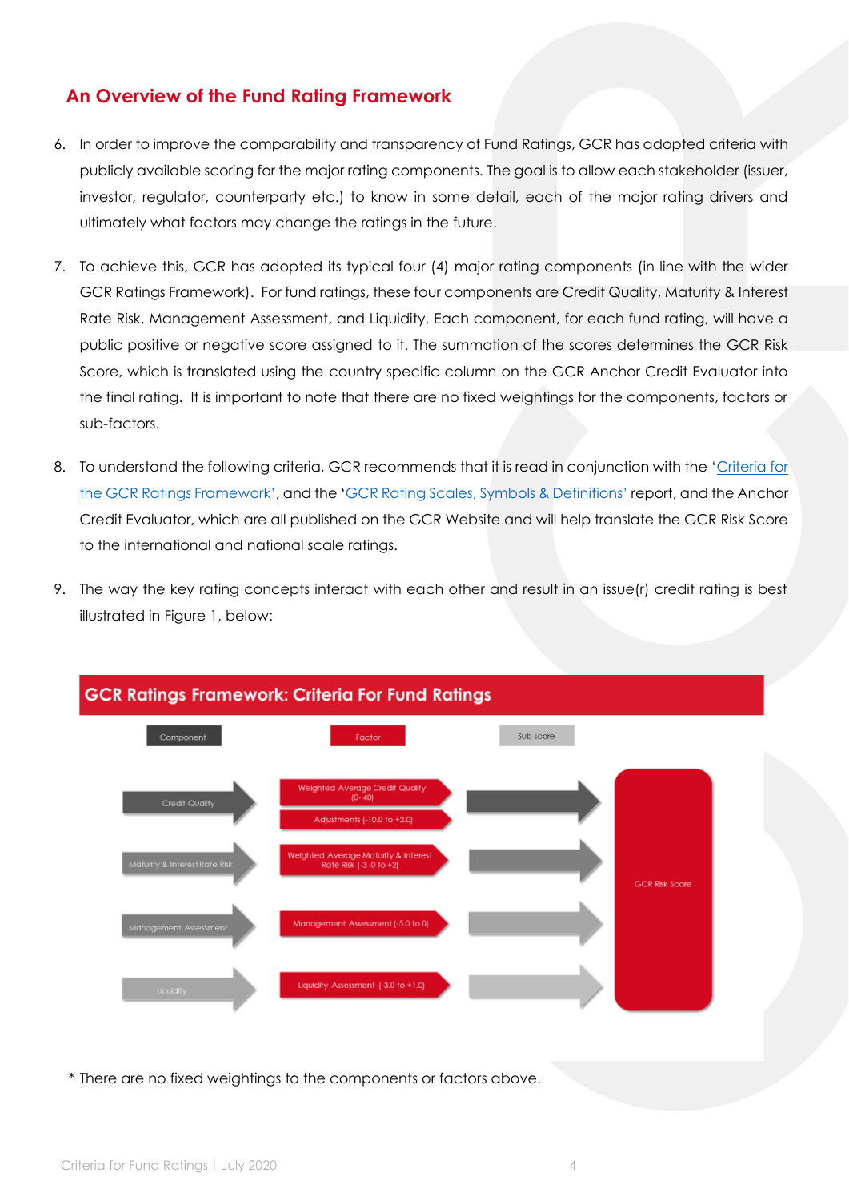## An Overview of the Fund Rating Framework

6. In order to improve the comparability and transparency of Fund Ratings, GCR has adopted criteria with publicly available scoring for the major rating components. The goal is to allow each stakeholder (issuer, investor, regulator, counterparty etc.) to know in some detail, each of the major rating drivers and ultimately what factors may change the ratings in the future.

7. To achieve this, GCR has adopted its typical four (4) major rating components (in line with the wider GCR Ratings Framework). For fund ratings, these four components are Credit Quality, Maturity & Interest Rate Risk, Management Assessment, and Liquidity. Each component, for each fund rating, will have a public positive or negative score assigned to it. The summation of the scores determines the GCR Risk Score, which is translated using the country specific column on the GCR Anchor Credit Evaluator into the final rating. It is important to note that there are no fixed weightings for the components, factors or sub-factors.

8. To understand the following criteria, GCR recommends that it is read in conjunction with the 'Criteria for the GCR Ratings Framework', and the 'GCR Rating Scales, Symbols & Definitions' report, and the Anchor Credit Evaluator, which are all published on the GCR Website and will help translate the GCR Risk Score to the international and national scale ratings.

9. The way the key rating concepts interact with each other and result in an issue(r) credit rating is best illustrated in Figure 1, below:

**GCR Ratings Framework: Criteria For Fund Ratings**

| Component | Factor | Sub-score | |
|---|---|---|---|
| Credit Quality | Weighted Average Credit Quality (0- 40) | → | GCR Risk Score |
| | Adjustments (-10.0 to +2.0) | | |
| Maturity & Interest Rate Risk | Weighted Average Maturity & Interest Rate Risk (-3 .0 to +2) | → | |
| Management Assessment | Management Assessment (-5.0 to 0) | → | |
| Liquidity | Liquidity Assessment (-3.0 to +1.0) | → | |

\* There are no fixed weightings to the components or factors above.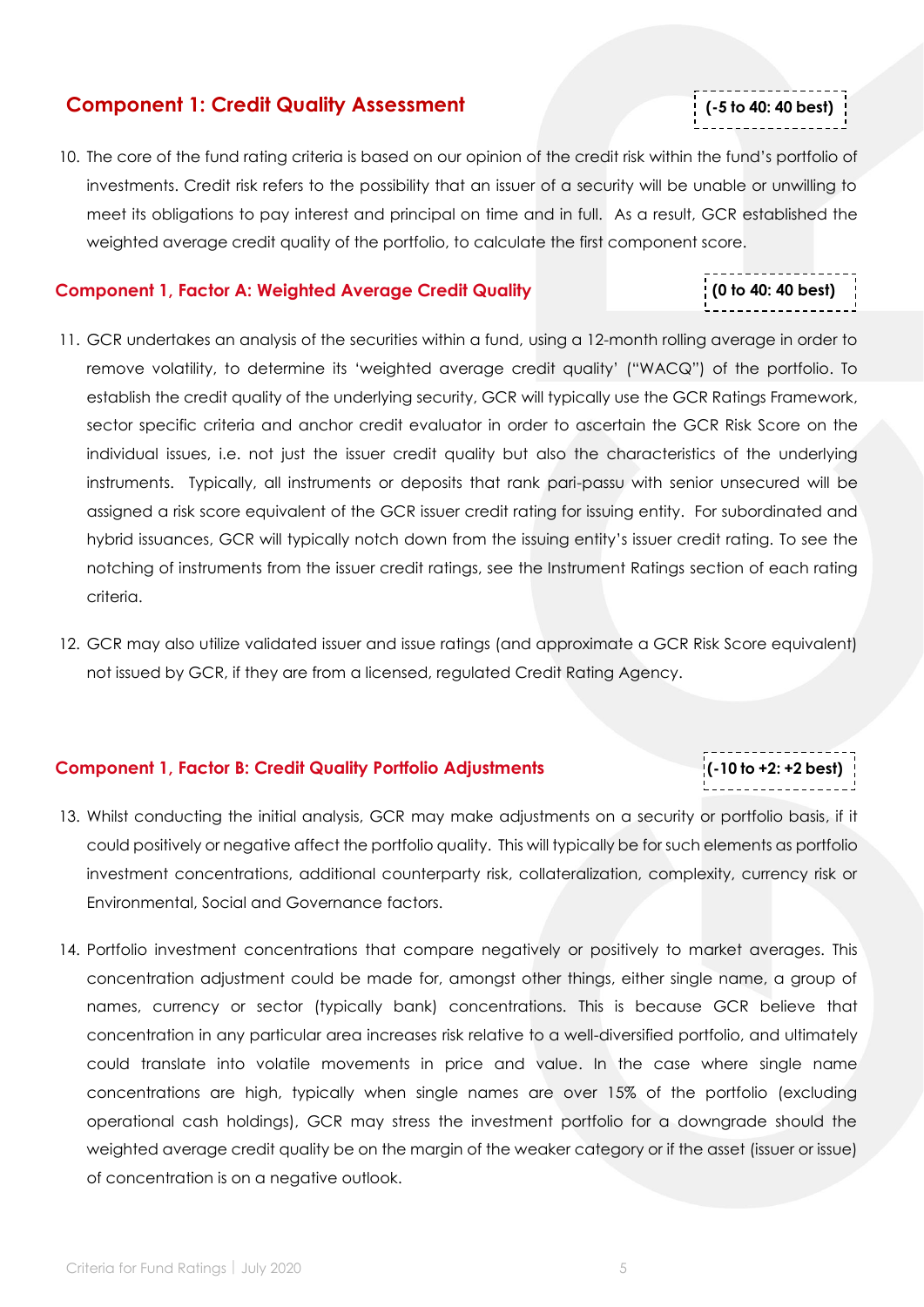## Component 1: Credit Quality Assessment

**(-5 to 40: 40 best)**

10. The core of the fund rating criteria is based on our opinion of the credit risk within the fund's portfolio of investments. Credit risk refers to the possibility that an issuer of a security will be unable or unwilling to meet its obligations to pay interest and principal on time and in full. As a result, GCR established the weighted average credit quality of the portfolio, to calculate the first component score.

### Component 1, Factor A: Weighted Average Credit Quality

**(0 to 40: 40 best)**

11. GCR undertakes an analysis of the securities within a fund, using a 12-month rolling average in order to remove volatility, to determine its 'weighted average credit quality' ("WACQ") of the portfolio. To establish the credit quality of the underlying security, GCR will typically use the GCR Ratings Framework, sector specific criteria and anchor credit evaluator in order to ascertain the GCR Risk Score on the individual issues, i.e. not just the issuer credit quality but also the characteristics of the underlying instruments. Typically, all instruments or deposits that rank pari-passu with senior unsecured will be assigned a risk score equivalent of the GCR issuer credit rating for issuing entity. For subordinated and hybrid issuances, GCR will typically notch down from the issuing entity's issuer credit rating. To see the notching of instruments from the issuer credit ratings, see the Instrument Ratings section of each rating criteria.

12. GCR may also utilize validated issuer and issue ratings (and approximate a GCR Risk Score equivalent) not issued by GCR, if they are from a licensed, regulated Credit Rating Agency.

### Component 1, Factor B: Credit Quality Portfolio Adjustments

**(-10 to +2: +2 best)**

13. Whilst conducting the initial analysis, GCR may make adjustments on a security or portfolio basis, if it could positively or negative affect the portfolio quality. This will typically be for such elements as portfolio investment concentrations, additional counterparty risk, collateralization, complexity, currency risk or Environmental, Social and Governance factors.

14. Portfolio investment concentrations that compare negatively or positively to market averages. This concentration adjustment could be made for, amongst other things, either single name, a group of names, currency or sector (typically bank) concentrations. This is because GCR believe that concentration in any particular area increases risk relative to a well-diversified portfolio, and ultimately could translate into volatile movements in price and value. In the case where single name concentrations are high, typically when single names are over 15% of the portfolio (excluding operational cash holdings), GCR may stress the investment portfolio for a downgrade should the weighted average credit quality be on the margin of the weaker category or if the asset (issuer or issue) of concentration is on a negative outlook.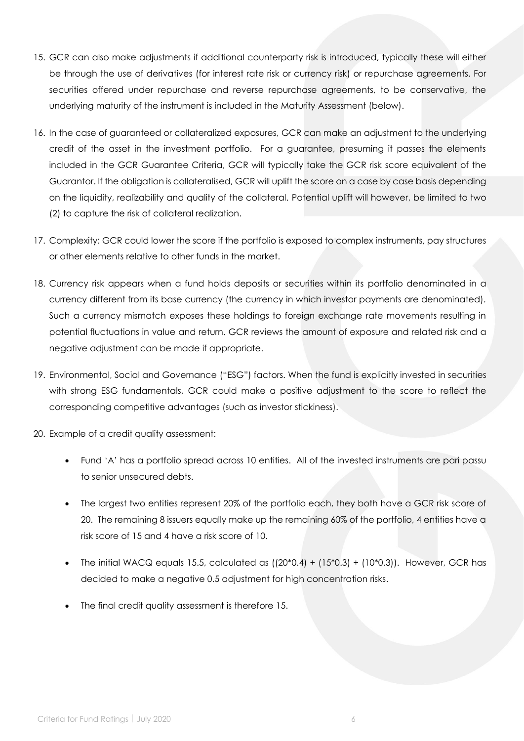15. GCR can also make adjustments if additional counterparty risk is introduced, typically these will either be through the use of derivatives (for interest rate risk or currency risk) or repurchase agreements. For securities offered under repurchase and reverse repurchase agreements, to be conservative, the underlying maturity of the instrument is included in the Maturity Assessment (below).

16. In the case of guaranteed or collateralized exposures, GCR can make an adjustment to the underlying credit of the asset in the investment portfolio. For a guarantee, presuming it passes the elements included in the GCR Guarantee Criteria, GCR will typically take the GCR risk score equivalent of the Guarantor. If the obligation is collateralised, GCR will uplift the score on a case by case basis depending on the liquidity, realizability and quality of the collateral. Potential uplift will however, be limited to two (2) to capture the risk of collateral realization.

17. Complexity: GCR could lower the score if the portfolio is exposed to complex instruments, pay structures or other elements relative to other funds in the market.

18. Currency risk appears when a fund holds deposits or securities within its portfolio denominated in a currency different from its base currency (the currency in which investor payments are denominated). Such a currency mismatch exposes these holdings to foreign exchange rate movements resulting in potential fluctuations in value and return. GCR reviews the amount of exposure and related risk and a negative adjustment can be made if appropriate.

19. Environmental, Social and Governance ("ESG") factors. When the fund is explicitly invested in securities with strong ESG fundamentals, GCR could make a positive adjustment to the score to reflect the corresponding competitive advantages (such as investor stickiness).

20. Example of a credit quality assessment:

    - Fund 'A' has a portfolio spread across 10 entities. All of the invested instruments are pari passu to senior unsecured debts.
    - The largest two entities represent 20% of the portfolio each, they both have a GCR risk score of 20. The remaining 8 issuers equally make up the remaining 60% of the portfolio, 4 entities have a risk score of 15 and 4 have a risk score of 10.
    - The initial WACQ equals 15.5, calculated as $((20*0.4) + (15*0.3) + (10*0.3))$. However, GCR has decided to make a negative 0.5 adjustment for high concentration risks.
    - The final credit quality assessment is therefore 15.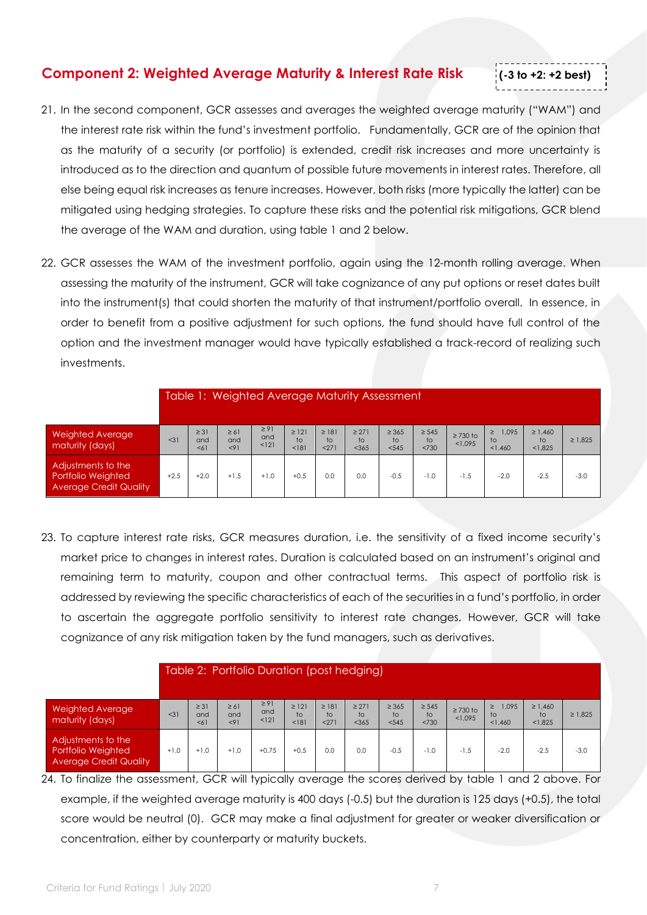## Component 2: Weighted Average Maturity & Interest Rate Risk

**(-3 to +2: +2 best)**

21. In the second component, GCR assesses and averages the weighted average maturity ("WAM") and the interest rate risk within the fund's investment portfolio. Fundamentally, GCR are of the opinion that as the maturity of a security (or portfolio) is extended, credit risk increases and more uncertainty is introduced as to the direction and quantum of possible future movements in interest rates. Therefore, all else being equal risk increases as tenure increases. However, both risks (more typically the latter) can be mitigated using hedging strategies. To capture these risks and the potential risk mitigations, GCR blend the average of the WAM and duration, using table 1 and 2 below.

22. GCR assesses the WAM of the investment portfolio, again using the 12-month rolling average. When assessing the maturity of the instrument, GCR will take cognizance of any put options or reset dates built into the instrument(s) that could shorten the maturity of that instrument/portfolio overall. In essence, in order to benefit from a positive adjustment for such options, the fund should have full control of the option and the investment manager would have typically established a track-record of realizing such investments.

| | Table 1: Weighted Average Maturity Assessment | | | | | | | | | | | | |
|---|---|---|---|---|---|---|---|---|---|---|---|---|---|
| Weighted Average maturity (days) | <31 | ≥ 31 and <61 | ≥ 61 and <91 | ≥ 91 and <121 | ≥ 121 to <181 | ≥ 181 to <271 | ≥ 271 to <365 | ≥ 365 to <545 | ≥ 545 to <730 | ≥ 730 to <1,095 | ≥ 1,095 to <1,460 | ≥ 1,460 to <1,825 | ≥ 1,825 |
| Adjustments to the Portfolio Weighted Average Credit Quality | +2.5 | +2.0 | +1.5 | +1.0 | +0.5 | 0.0 | 0.0 | -0.5 | -1.0 | -1.5 | -2.0 | -2.5 | -3.0 |

23. To capture interest rate risks, GCR measures duration, i.e. the sensitivity of a fixed income security's market price to changes in interest rates. Duration is calculated based on an instrument's original and remaining term to maturity, coupon and other contractual terms. This aspect of portfolio risk is addressed by reviewing the specific characteristics of each of the securities in a fund's portfolio, in order to ascertain the aggregate portfolio sensitivity to interest rate changes. However, GCR will take cognizance of any risk mitigation taken by the fund managers, such as derivatives.

| | Table 2: Portfolio Duration (post hedging) | | | | | | | | | | | | |
|---|---|---|---|---|---|---|---|---|---|---|---|---|---|
| Weighted Average maturity (days) | <31 | ≥ 31 and <61 | ≥ 61 and <91 | ≥ 91 and <121 | ≥ 121 to <181 | ≥ 181 to <271 | ≥ 271 to <365 | ≥ 365 to <545 | ≥ 545 to <730 | ≥ 730 to <1,095 | ≥ 1,095 to <1,460 | ≥ 1,460 to <1,825 | ≥ 1,825 |
| Adjustments to the Portfolio Weighted Average Credit Quality | +1.0 | +1.0 | +1.0 | +0.75 | +0.5 | 0.0 | 0.0 | -0.5 | -1.0 | -1.5 | -2.0 | -2.5 | -3.0 |

24. To finalize the assessment, GCR will typically average the scores derived by table 1 and 2 above. For example, if the weighted average maturity is 400 days (-0.5) but the duration is 125 days (+0.5), the total score would be neutral (0). GCR may make a final adjustment for greater or weaker diversification or concentration, either by counterparty or maturity buckets.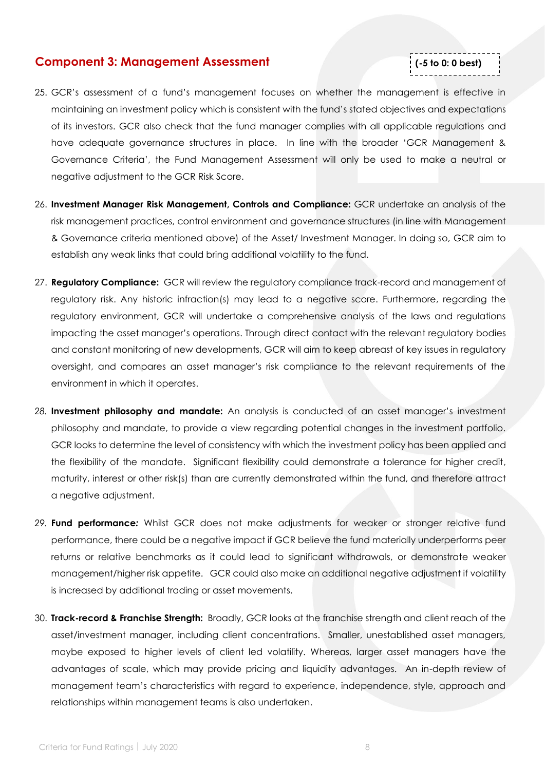## Component 3: Management Assessment

**(-5 to 0: 0 best)**

25. GCR's assessment of a fund's management focuses on whether the management is effective in maintaining an investment policy which is consistent with the fund's stated objectives and expectations of its investors. GCR also check that the fund manager complies with all applicable regulations and have adequate governance structures in place. In line with the broader 'GCR Management & Governance Criteria', the Fund Management Assessment will only be used to make a neutral or negative adjustment to the GCR Risk Score.

26. **Investment Manager Risk Management, Controls and Compliance:** GCR undertake an analysis of the risk management practices, control environment and governance structures (in line with Management & Governance criteria mentioned above) of the Asset/ Investment Manager. In doing so, GCR aim to establish any weak links that could bring additional volatility to the fund.

27. **Regulatory Compliance:** GCR will review the regulatory compliance track-record and management of regulatory risk. Any historic infraction(s) may lead to a negative score. Furthermore, regarding the regulatory environment, GCR will undertake a comprehensive analysis of the laws and regulations impacting the asset manager's operations. Through direct contact with the relevant regulatory bodies and constant monitoring of new developments, GCR will aim to keep abreast of key issues in regulatory oversight, and compares an asset manager's risk compliance to the relevant requirements of the environment in which it operates.

28. **Investment philosophy and mandate:** An analysis is conducted of an asset manager's investment philosophy and mandate, to provide a view regarding potential changes in the investment portfolio. GCR looks to determine the level of consistency with which the investment policy has been applied and the flexibility of the mandate. Significant flexibility could demonstrate a tolerance for higher credit, maturity, interest or other risk(s) than are currently demonstrated within the fund, and therefore attract a negative adjustment.

29. **Fund performance:** Whilst GCR does not make adjustments for weaker or stronger relative fund performance, there could be a negative impact if GCR believe the fund materially underperforms peer returns or relative benchmarks as it could lead to significant withdrawals, or demonstrate weaker management/higher risk appetite. GCR could also make an additional negative adjustment if volatility is increased by additional trading or asset movements.

30. **Track-record & Franchise Strength:** Broadly, GCR looks at the franchise strength and client reach of the asset/investment manager, including client concentrations. Smaller, unestablished asset managers, maybe exposed to higher levels of client led volatility. Whereas, larger asset managers have the advantages of scale, which may provide pricing and liquidity advantages. An in-depth review of management team's characteristics with regard to experience, independence, style, approach and relationships within management teams is also undertaken.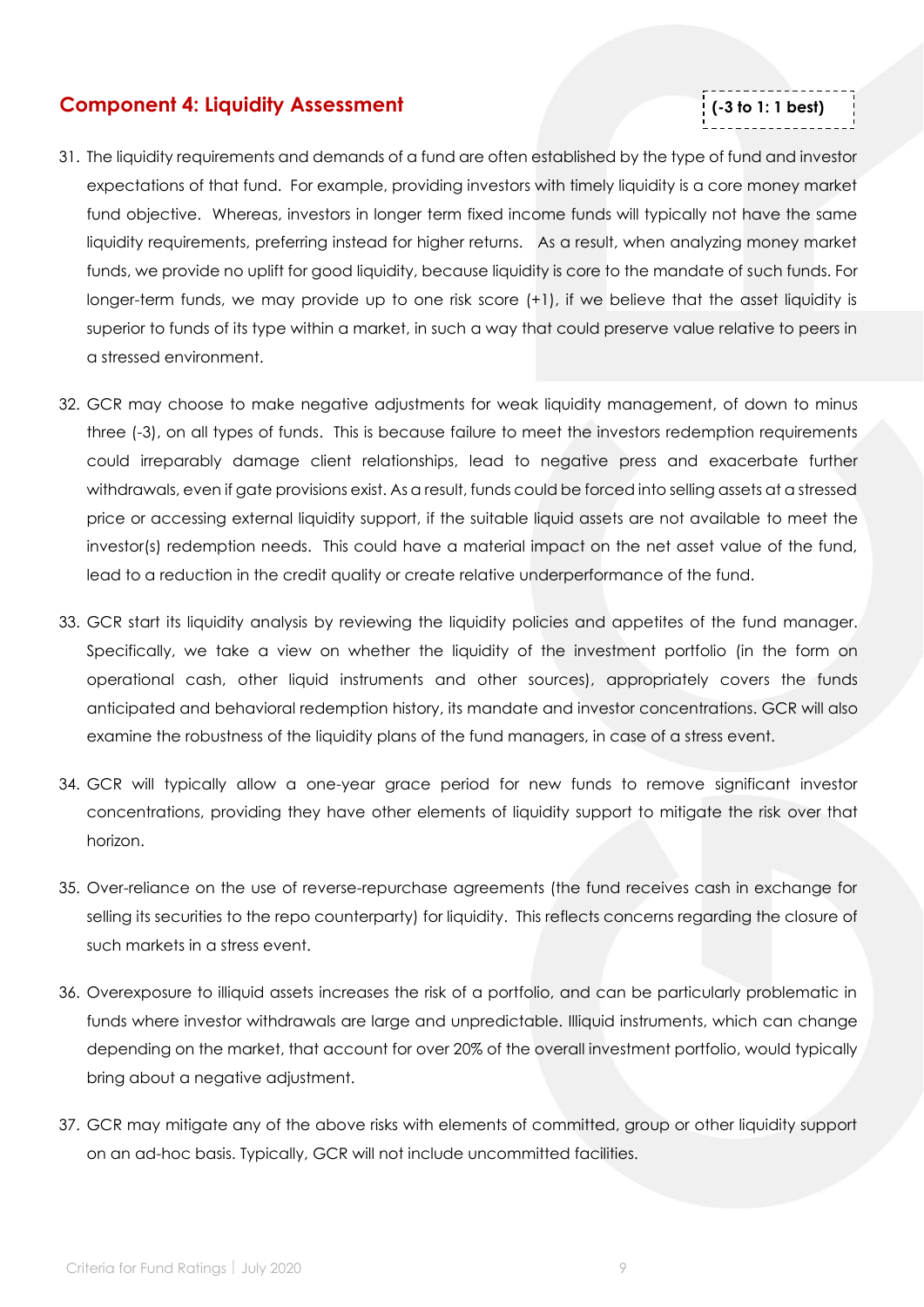## Component 4: Liquidity Assessment

**(-3 to 1: 1 best)**

31. The liquidity requirements and demands of a fund are often established by the type of fund and investor expectations of that fund. For example, providing investors with timely liquidity is a core money market fund objective. Whereas, investors in longer term fixed income funds will typically not have the same liquidity requirements, preferring instead for higher returns. As a result, when analyzing money market funds, we provide no uplift for good liquidity, because liquidity is core to the mandate of such funds. For longer-term funds, we may provide up to one risk score (+1), if we believe that the asset liquidity is superior to funds of its type within a market, in such a way that could preserve value relative to peers in a stressed environment.

32. GCR may choose to make negative adjustments for weak liquidity management, of down to minus three (-3), on all types of funds. This is because failure to meet the investors redemption requirements could irreparably damage client relationships, lead to negative press and exacerbate further withdrawals, even if gate provisions exist. As a result, funds could be forced into selling assets at a stressed price or accessing external liquidity support, if the suitable liquid assets are not available to meet the investor(s) redemption needs. This could have a material impact on the net asset value of the fund, lead to a reduction in the credit quality or create relative underperformance of the fund.

33. GCR start its liquidity analysis by reviewing the liquidity policies and appetites of the fund manager. Specifically, we take a view on whether the liquidity of the investment portfolio (in the form on operational cash, other liquid instruments and other sources), appropriately covers the funds anticipated and behavioral redemption history, its mandate and investor concentrations. GCR will also examine the robustness of the liquidity plans of the fund managers, in case of a stress event.

34. GCR will typically allow a one-year grace period for new funds to remove significant investor concentrations, providing they have other elements of liquidity support to mitigate the risk over that horizon.

35. Over-reliance on the use of reverse-repurchase agreements (the fund receives cash in exchange for selling its securities to the repo counterparty) for liquidity. This reflects concerns regarding the closure of such markets in a stress event.

36. Overexposure to illiquid assets increases the risk of a portfolio, and can be particularly problematic in funds where investor withdrawals are large and unpredictable. Illiquid instruments, which can change depending on the market, that account for over 20% of the overall investment portfolio, would typically bring about a negative adjustment.

37. GCR may mitigate any of the above risks with elements of committed, group or other liquidity support on an ad-hoc basis. Typically, GCR will not include uncommitted facilities.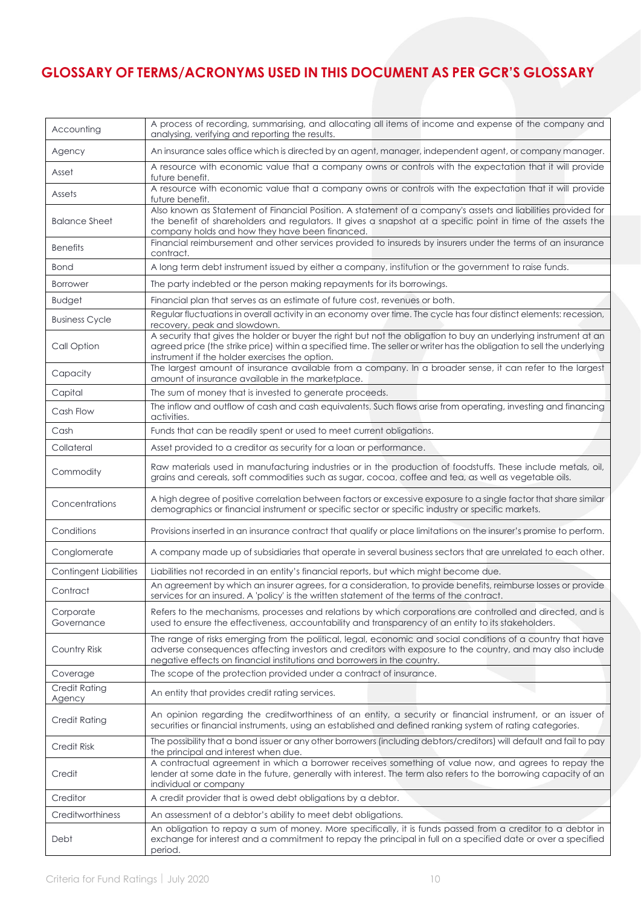## GLOSSARY OF TERMS/ACRONYMS USED IN THIS DOCUMENT AS PER GCR'S GLOSSARY

| | |
|---|---|
| Accounting | A process of recording, summarising, and allocating all items of income and expense of the company and analysing, verifying and reporting the results. |
| Agency | An insurance sales office which is directed by an agent, manager, independent agent, or company manager. |
| Asset | A resource with economic value that a company owns or controls with the expectation that it will provide future benefit. |
| Assets | A resource with economic value that a company owns or controls with the expectation that it will provide future benefit. |
| Balance Sheet | Also known as Statement of Financial Position. A statement of a company's assets and liabilities provided for the benefit of shareholders and regulators. It gives a snapshot at a specific point in time of the assets the company holds and how they have been financed. |
| Benefits | Financial reimbursement and other services provided to insureds by insurers under the terms of an insurance contract. |
| Bond | A long term debt instrument issued by either a company, institution or the government to raise funds. |
| Borrower | The party indebted or the person making repayments for its borrowings. |
| Budget | Financial plan that serves as an estimate of future cost, revenues or both. |
| Business Cycle | Regular fluctuations in overall activity in an economy over time. The cycle has four distinct elements: recession, recovery, peak and slowdown. |
| Call Option | A security that gives the holder or buyer the right but not the obligation to buy an underlying instrument at an agreed price (the strike price) within a specified time. The seller or writer has the obligation to sell the underlying instrument if the holder exercises the option. |
| Capacity | The largest amount of insurance available from a company. In a broader sense, it can refer to the largest amount of insurance available in the marketplace. |
| Capital | The sum of money that is invested to generate proceeds. |
| Cash Flow | The inflow and outflow of cash and cash equivalents. Such flows arise from operating, investing and financing activities. |
| Cash | Funds that can be readily spent or used to meet current obligations. |
| Collateral | Asset provided to a creditor as security for a loan or performance. |
| Commodity | Raw materials used in manufacturing industries or in the production of foodstuffs. These include metals, oil, grains and cereals, soft commodities such as sugar, cocoa, coffee and tea, as well as vegetable oils. |
| Concentrations | A high degree of positive correlation between factors or excessive exposure to a single factor that share similar demographics or financial instrument or specific sector or specific industry or specific markets. |
| Conditions | Provisions inserted in an insurance contract that qualify or place limitations on the insurer's promise to perform. |
| Conglomerate | A company made up of subsidiaries that operate in several business sectors that are unrelated to each other. |
| Contingent Liabilities | Liabilities not recorded in an entity's financial reports, but which might become due. |
| Contract | An agreement by which an insurer agrees, for a consideration, to provide benefits, reimburse losses or provide services for an insured. A 'policy' is the written statement of the terms of the contract. |
| Corporate Governance | Refers to the mechanisms, processes and relations by which corporations are controlled and directed, and is used to ensure the effectiveness, accountability and transparency of an entity to its stakeholders. |
| Country Risk | The range of risks emerging from the political, legal, economic and social conditions of a country that have adverse consequences affecting investors and creditors with exposure to the country, and may also include negative effects on financial institutions and borrowers in the country. |
| Coverage | The scope of the protection provided under a contract of insurance. |
| Credit Rating Agency | An entity that provides credit rating services. |
| Credit Rating | An opinion regarding the creditworthiness of an entity, a security or financial instrument, or an issuer of securities or financial instruments, using an established and defined ranking system of rating categories. |
| Credit Risk | The possibility that a bond issuer or any other borrowers (including debtors/creditors) will default and fail to pay the principal and interest when due. |
| Credit | A contractual agreement in which a borrower receives something of value now, and agrees to repay the lender at some date in the future, generally with interest. The term also refers to the borrowing capacity of an individual or company |
| Creditor | A credit provider that is owed debt obligations by a debtor. |
| Creditworthiness | An assessment of a debtor's ability to meet debt obligations. |
| Debt | An obligation to repay a sum of money. More specifically, it is funds passed from a creditor to a debtor in exchange for interest and a commitment to repay the principal in full on a specified date or over a specified period. |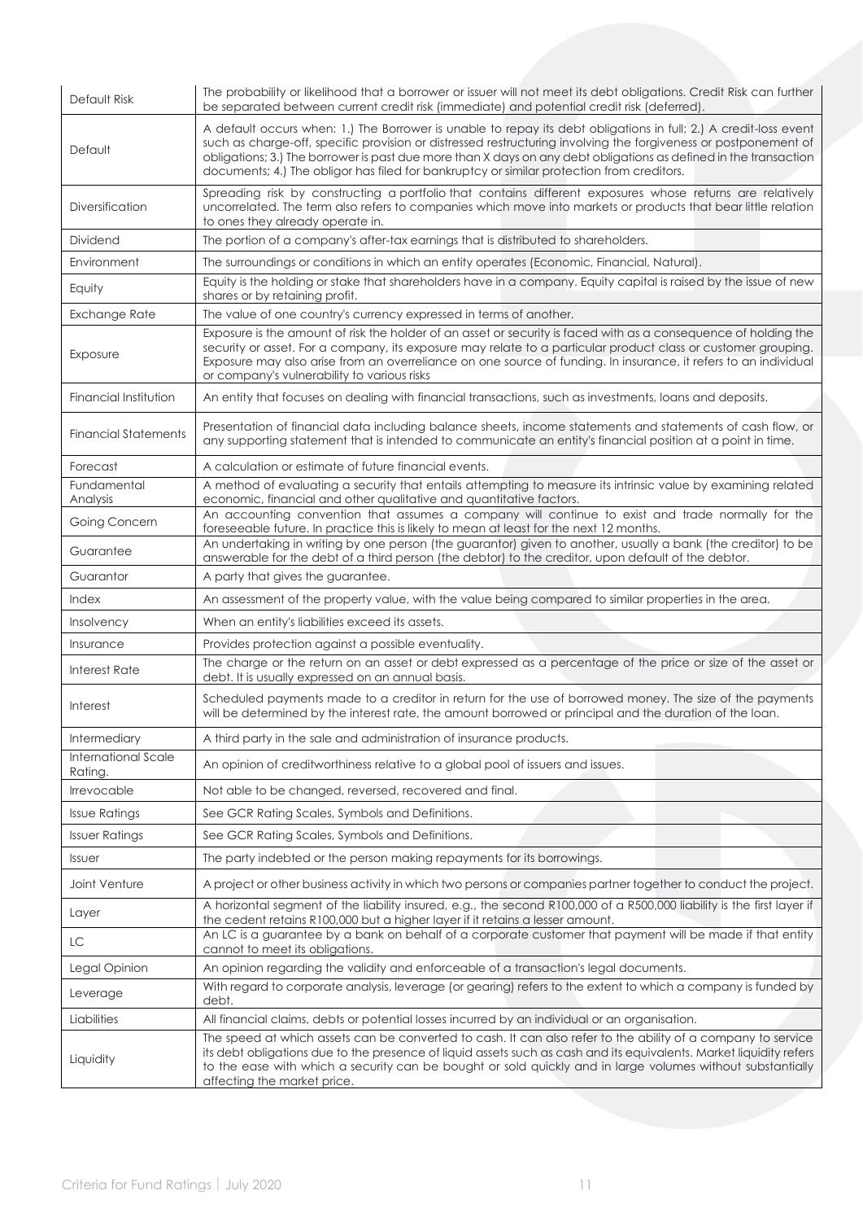| | |
|---|---|
| Default Risk | The probability or likelihood that a borrower or issuer will not meet its debt obligations. Credit Risk can further be separated between current credit risk (immediate) and potential credit risk (deferred). |
| Default | A default occurs when: 1.) The Borrower is unable to repay its debt obligations in full; 2.) A credit-loss event such as charge-off, specific provision or distressed restructuring involving the forgiveness or postponement of obligations; 3.) The borrower is past due more than X days on any debt obligations as defined in the transaction documents; 4.) The obligor has filed for bankruptcy or similar protection from creditors. |
| Diversification | Spreading risk by constructing a portfolio that contains different exposures whose returns are relatively uncorrelated. The term also refers to companies which move into markets or products that bear little relation to ones they already operate in. |
| Dividend | The portion of a company's after-tax earnings that is distributed to shareholders. |
| Environment | The surroundings or conditions in which an entity operates (Economic, Financial, Natural). |
| Equity | Equity is the holding or stake that shareholders have in a company. Equity capital is raised by the issue of new shares or by retaining profit. |
| Exchange Rate | The value of one country's currency expressed in terms of another. |
| Exposure | Exposure is the amount of risk the holder of an asset or security is faced with as a consequence of holding the security or asset. For a company, its exposure may relate to a particular product class or customer grouping. Exposure may also arise from an overreliance on one source of funding. In insurance, it refers to an individual or company's vulnerability to various risks |
| Financial Institution | An entity that focuses on dealing with financial transactions, such as investments, loans and deposits. |
| Financial Statements | Presentation of financial data including balance sheets, income statements and statements of cash flow, or any supporting statement that is intended to communicate an entity's financial position at a point in time. |
| Forecast | A calculation or estimate of future financial events. |
| Fundamental Analysis | A method of evaluating a security that entails attempting to measure its intrinsic value by examining related economic, financial and other qualitative and quantitative factors. |
| Going Concern | An accounting convention that assumes a company will continue to exist and trade normally for the foreseeable future. In practice this is likely to mean at least for the next 12 months. |
| Guarantee | An undertaking in writing by one person (the guarantor) given to another, usually a bank (the creditor) to be answerable for the debt of a third person (the debtor) to the creditor, upon default of the debtor. |
| Guarantor | A party that gives the guarantee. |
| Index | An assessment of the property value, with the value being compared to similar properties in the area. |
| Insolvency | When an entity's liabilities exceed its assets. |
| Insurance | Provides protection against a possible eventuality. |
| Interest Rate | The charge or the return on an asset or debt expressed as a percentage of the price or size of the asset or debt. It is usually expressed on an annual basis. |
| Interest | Scheduled payments made to a creditor in return for the use of borrowed money. The size of the payments will be determined by the interest rate, the amount borrowed or principal and the duration of the loan. |
| Intermediary | A third party in the sale and administration of insurance products. |
| International Scale Rating. | An opinion of creditworthiness relative to a global pool of issuers and issues. |
| Irrevocable | Not able to be changed, reversed, recovered and final. |
| Issue Ratings | See GCR Rating Scales, Symbols and Definitions. |
| Issuer Ratings | See GCR Rating Scales, Symbols and Definitions. |
| Issuer | The party indebted or the person making repayments for its borrowings. |
| Joint Venture | A project or other business activity in which two persons or companies partner together to conduct the project. |
| Layer | A horizontal segment of the liability insured, e.g., the second R100,000 of a R500,000 liability is the first layer if the cedent retains R100,000 but a higher layer if it retains a lesser amount. |
| LC | An LC is a guarantee by a bank on behalf of a corporate customer that payment will be made if that entity cannot to meet its obligations. |
| Legal Opinion | An opinion regarding the validity and enforceable of a transaction's legal documents. |
| Leverage | With regard to corporate analysis, leverage (or gearing) refers to the extent to which a company is funded by debt. |
| Liabilities | All financial claims, debts or potential losses incurred by an individual or an organisation. |
| Liquidity | The speed at which assets can be converted to cash. It can also refer to the ability of a company to service its debt obligations due to the presence of liquid assets such as cash and its equivalents. Market liquidity refers to the ease with which a security can be bought or sold quickly and in large volumes without substantially affecting the market price. |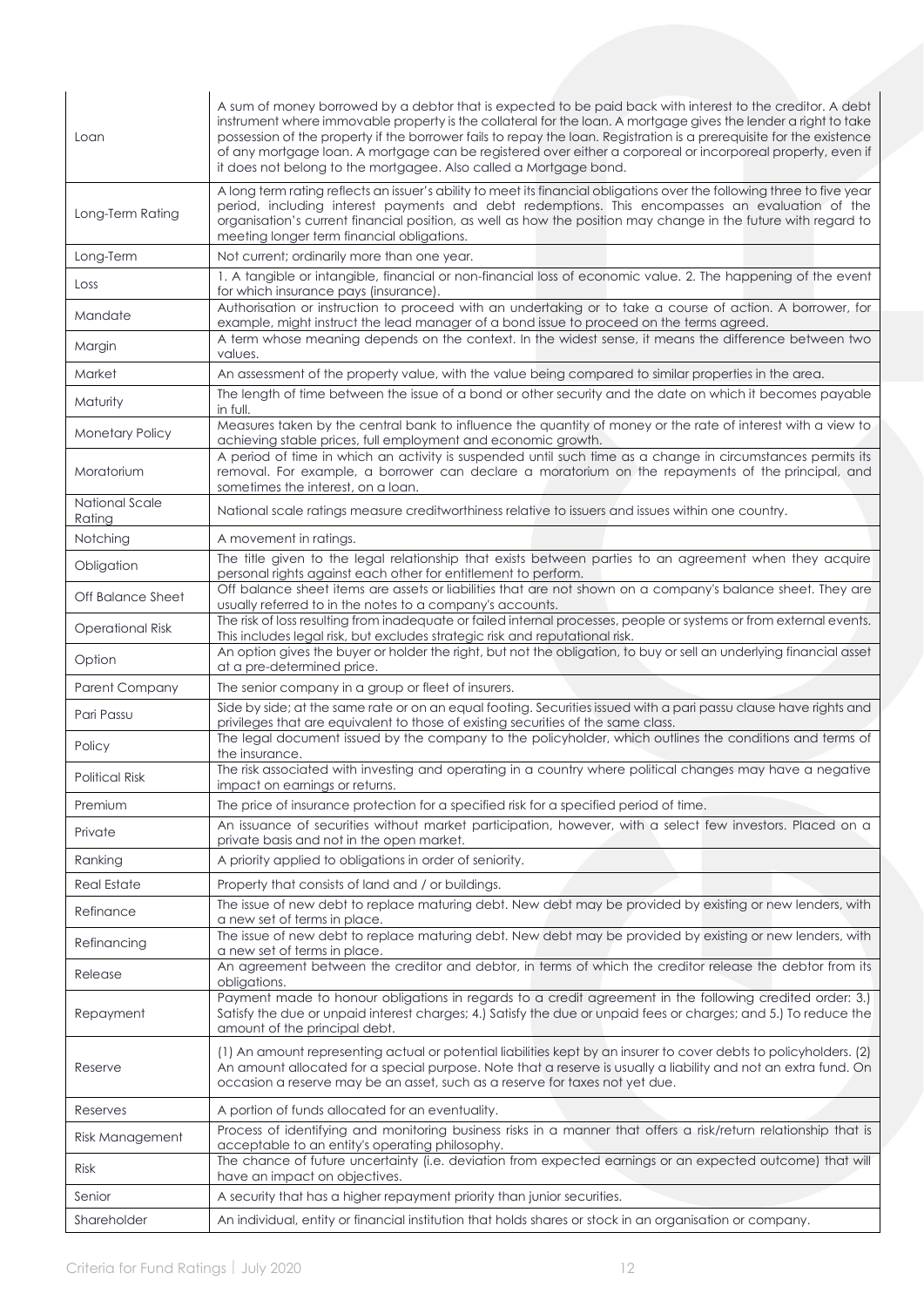| | |
|---|---|
| Loan | A sum of money borrowed by a debtor that is expected to be paid back with interest to the creditor. A debt instrument where immovable property is the collateral for the loan. A mortgage gives the lender a right to take possession of the property if the borrower fails to repay the loan. Registration is a prerequisite for the existence of any mortgage loan. A mortgage can be registered over either a corporeal or incorporeal property, even if it does not belong to the mortgagee. Also called a Mortgage bond. |
| Long-Term Rating | A long term rating reflects an issuer's ability to meet its financial obligations over the following three to five year period, including interest payments and debt redemptions. This encompasses an evaluation of the organisation's current financial position, as well as how the position may change in the future with regard to meeting longer term financial obligations. |
| Long-Term | Not current; ordinarily more than one year. |
| Loss | 1. A tangible or intangible, financial or non-financial loss of economic value. 2. The happening of the event for which insurance pays (insurance). |
| Mandate | Authorisation or instruction to proceed with an undertaking or to take a course of action. A borrower, for example, might instruct the lead manager of a bond issue to proceed on the terms agreed. |
| Margin | A term whose meaning depends on the context. In the widest sense, it means the difference between two values. |
| Market | An assessment of the property value, with the value being compared to similar properties in the area. |
| Maturity | The length of time between the issue of a bond or other security and the date on which it becomes payable in full. |
| Monetary Policy | Measures taken by the central bank to influence the quantity of money or the rate of interest with a view to achieving stable prices, full employment and economic growth. |
| Moratorium | A period of time in which an activity is suspended until such time as a change in circumstances permits its removal. For example, a borrower can declare a moratorium on the repayments of the principal, and sometimes the interest, on a loan. |
| National Scale Rating | National scale ratings measure creditworthiness relative to issuers and issues within one country. |
| Notching | A movement in ratings. |
| Obligation | The title given to the legal relationship that exists between parties to an agreement when they acquire personal rights against each other for entitlement to perform. |
| Off Balance Sheet | Off balance sheet items are assets or liabilities that are not shown on a company's balance sheet. They are usually referred to in the notes to a company's accounts. |
| Operational Risk | The risk of loss resulting from inadequate or failed internal processes, people or systems or from external events. This includes legal risk, but excludes strategic risk and reputational risk. |
| Option | An option gives the buyer or holder the right, but not the obligation, to buy or sell an underlying financial asset at a pre-determined price. |
| Parent Company | The senior company in a group or fleet of insurers. |
| Pari Passu | Side by side; at the same rate or on an equal footing. Securities issued with a pari passu clause have rights and privileges that are equivalent to those of existing securities of the same class. |
| Policy | The legal document issued by the company to the policyholder, which outlines the conditions and terms of the insurance. |
| Political Risk | The risk associated with investing and operating in a country where political changes may have a negative impact on earnings or returns. |
| Premium | The price of insurance protection for a specified risk for a specified period of time. |
| Private | An issuance of securities without market participation, however, with a select few investors. Placed on a private basis and not in the open market. |
| Ranking | A priority applied to obligations in order of seniority. |
| Real Estate | Property that consists of land and / or buildings. |
| Refinance | The issue of new debt to replace maturing debt. New debt may be provided by existing or new lenders, with a new set of terms in place. |
| Refinancing | The issue of new debt to replace maturing debt. New debt may be provided by existing or new lenders, with a new set of terms in place. |
| Release | An agreement between the creditor and debtor, in terms of which the creditor release the debtor from its obligations. |
| Repayment | Payment made to honour obligations in regards to a credit agreement in the following credited order: 3.) Satisfy the due or unpaid interest charges; 4.) Satisfy the due or unpaid fees or charges; and 5.) To reduce the amount of the principal debt. |
| Reserve | (1) An amount representing actual or potential liabilities kept by an insurer to cover debts to policyholders. (2) An amount allocated for a special purpose. Note that a reserve is usually a liability and not an extra fund. On occasion a reserve may be an asset, such as a reserve for taxes not yet due. |
| Reserves | A portion of funds allocated for an eventuality. |
| Risk Management | Process of identifying and monitoring business risks in a manner that offers a risk/return relationship that is acceptable to an entity's operating philosophy. |
| Risk | The chance of future uncertainty (i.e. deviation from expected earnings or an expected outcome) that will have an impact on objectives. |
| Senior | A security that has a higher repayment priority than junior securities. |
| Shareholder | An individual, entity or financial institution that holds shares or stock in an organisation or company. |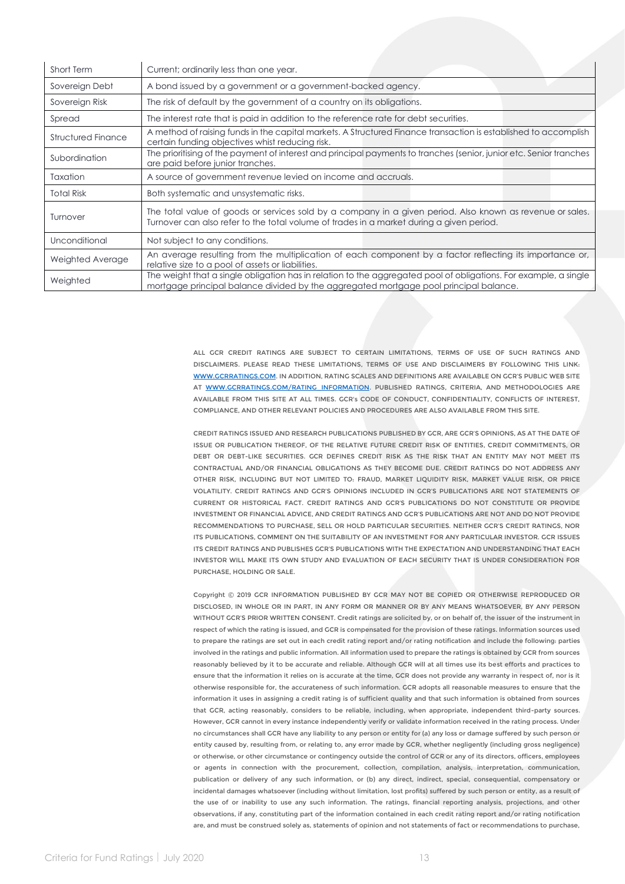| | |
|---|---|
| Short Term | Current; ordinarily less than one year. |
| Sovereign Debt | A bond issued by a government or a government-backed agency. |
| Sovereign Risk | The risk of default by the government of a country on its obligations. |
| Spread | The interest rate that is paid in addition to the reference rate for debt securities. |
| Structured Finance | A method of raising funds in the capital markets. A Structured Finance transaction is established to accomplish certain funding objectives whist reducing risk. |
| Subordination | The prioritising of the payment of interest and principal payments to tranches (senior, junior etc. Senior tranches are paid before junior tranches. |
| Taxation | A source of government revenue levied on income and accruals. |
| Total Risk | Both systematic and unsystematic risks. |
| Turnover | The total value of goods or services sold by a company in a given period. Also known as revenue or sales. Turnover can also refer to the total volume of trades in a market during a given period. |
| Unconditional | Not subject to any conditions. |
| Weighted Average | An average resulting from the multiplication of each component by a factor reflecting its importance or, relative size to a pool of assets or liabilities. |
| Weighted | The weight that a single obligation has in relation to the aggregated pool of obligations. For example, a single mortgage principal balance divided by the aggregated mortgage pool principal balance. |

ALL GCR CREDIT RATINGS ARE SUBJECT TO CERTAIN LIMITATIONS, TERMS OF USE OF SUCH RATINGS AND DISCLAIMERS. PLEASE READ THESE LIMITATIONS, TERMS OF USE AND DISCLAIMERS BY FOLLOWING THIS LINK: WWW.GCRRATINGS.COM. IN ADDITION, RATING SCALES AND DEFINITIONS ARE AVAILABLE ON GCR'S PUBLIC WEB SITE AT WWW.GCRRATINGS.COM/RATING_INFORMATION. PUBLISHED RATINGS, CRITERIA, AND METHODOLOGIES ARE AVAILABLE FROM THIS SITE AT ALL TIMES. GCR's CODE OF CONDUCT, CONFIDENTIALITY, CONFLICTS OF INTEREST, COMPLIANCE, AND OTHER RELEVANT POLICIES AND PROCEDURES ARE ALSO AVAILABLE FROM THIS SITE.

CREDIT RATINGS ISSUED AND RESEARCH PUBLICATIONS PUBLISHED BY GCR, ARE GCR'S OPINIONS, AS AT THE DATE OF ISSUE OR PUBLICATION THEREOF, OF THE RELATIVE FUTURE CREDIT RISK OF ENTITIES, CREDIT COMMITMENTS, OR DEBT OR DEBT-LIKE SECURITIES. GCR DEFINES CREDIT RISK AS THE RISK THAT AN ENTITY MAY NOT MEET ITS CONTRACTUAL AND/OR FINANCIAL OBLIGATIONS AS THEY BECOME DUE. CREDIT RATINGS DO NOT ADDRESS ANY OTHER RISK, INCLUDING BUT NOT LIMITED TO: FRAUD, MARKET LIQUIDITY RISK, MARKET VALUE RISK, OR PRICE VOLATILITY. CREDIT RATINGS AND GCR'S OPINIONS INCLUDED IN GCR'S PUBLICATIONS ARE NOT STATEMENTS OF CURRENT OR HISTORICAL FACT. CREDIT RATINGS AND GCR'S PUBLICATIONS DO NOT CONSTITUTE OR PROVIDE INVESTMENT OR FINANCIAL ADVICE, AND CREDIT RATINGS AND GCR'S PUBLICATIONS ARE NOT AND DO NOT PROVIDE RECOMMENDATIONS TO PURCHASE, SELL OR HOLD PARTICULAR SECURITIES. NEITHER GCR'S CREDIT RATINGS, NOR ITS PUBLICATIONS, COMMENT ON THE SUITABILITY OF AN INVESTMENT FOR ANY PARTICULAR INVESTOR. GCR ISSUES ITS CREDIT RATINGS AND PUBLISHES GCR'S PUBLICATIONS WITH THE EXPECTATION AND UNDERSTANDING THAT EACH INVESTOR WILL MAKE ITS OWN STUDY AND EVALUATION OF EACH SECURITY THAT IS UNDER CONSIDERATION FOR PURCHASE, HOLDING OR SALE.

Copyright © 2019 GCR INFORMATION PUBLISHED BY GCR MAY NOT BE COPIED OR OTHERWISE REPRODUCED OR DISCLOSED, IN WHOLE OR IN PART, IN ANY FORM OR MANNER OR BY ANY MEANS WHATSOEVER, BY ANY PERSON WITHOUT GCR'S PRIOR WRITTEN CONSENT. Credit ratings are solicited by, or on behalf of, the issuer of the instrument in respect of which the rating is issued, and GCR is compensated for the provision of these ratings. Information sources used to prepare the ratings are set out in each credit rating report and/or rating notification and include the following: parties involved in the ratings and public information. All information used to prepare the ratings is obtained by GCR from sources reasonably believed by it to be accurate and reliable. Although GCR will at all times use its best efforts and practices to ensure that the information it relies on is accurate at the time, GCR does not provide any warranty in respect of, nor is it otherwise responsible for, the accurateness of such information. GCR adopts all reasonable measures to ensure that the information it uses in assigning a credit rating is of sufficient quality and that such information is obtained from sources that GCR, acting reasonably, considers to be reliable, including, when appropriate, independent third-party sources. However, GCR cannot in every instance independently verify or validate information received in the rating process. Under no circumstances shall GCR have any liability to any person or entity for (a) any loss or damage suffered by such person or entity caused by, resulting from, or relating to, any error made by GCR, whether negligently (including gross negligence) or otherwise, or other circumstance or contingency outside the control of GCR or any of its directors, officers, employees or agents in connection with the procurement, collection, compilation, analysis, interpretation, communication, publication or delivery of any such information, or (b) any direct, indirect, special, consequential, compensatory or incidental damages whatsoever (including without limitation, lost profits) suffered by such person or entity, as a result of the use of or inability to use any such information. The ratings, financial reporting analysis, projections, and other observations, if any, constituting part of the information contained in each credit rating report and/or rating notification are, and must be construed solely as, statements of opinion and not statements of fact or recommendations to purchase,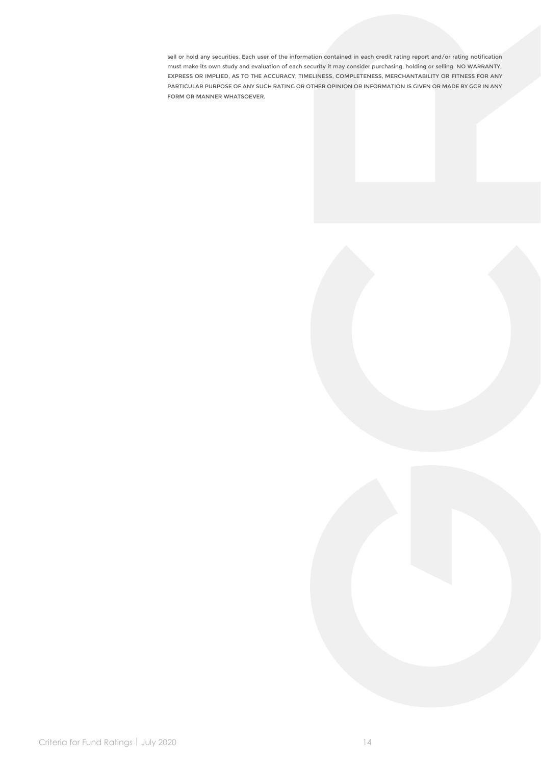sell or hold any securities. Each user of the information contained in each credit rating report and/or rating notification must make its own study and evaluation of each security it may consider purchasing, holding or selling. NO WARRANTY, EXPRESS OR IMPLIED, AS TO THE ACCURACY, TIMELINESS, COMPLETENESS, MERCHANTABILITY OR FITNESS FOR ANY PARTICULAR PURPOSE OF ANY SUCH RATING OR OTHER OPINION OR INFORMATION IS GIVEN OR MADE BY GCR IN ANY FORM OR MANNER WHATSOEVER.